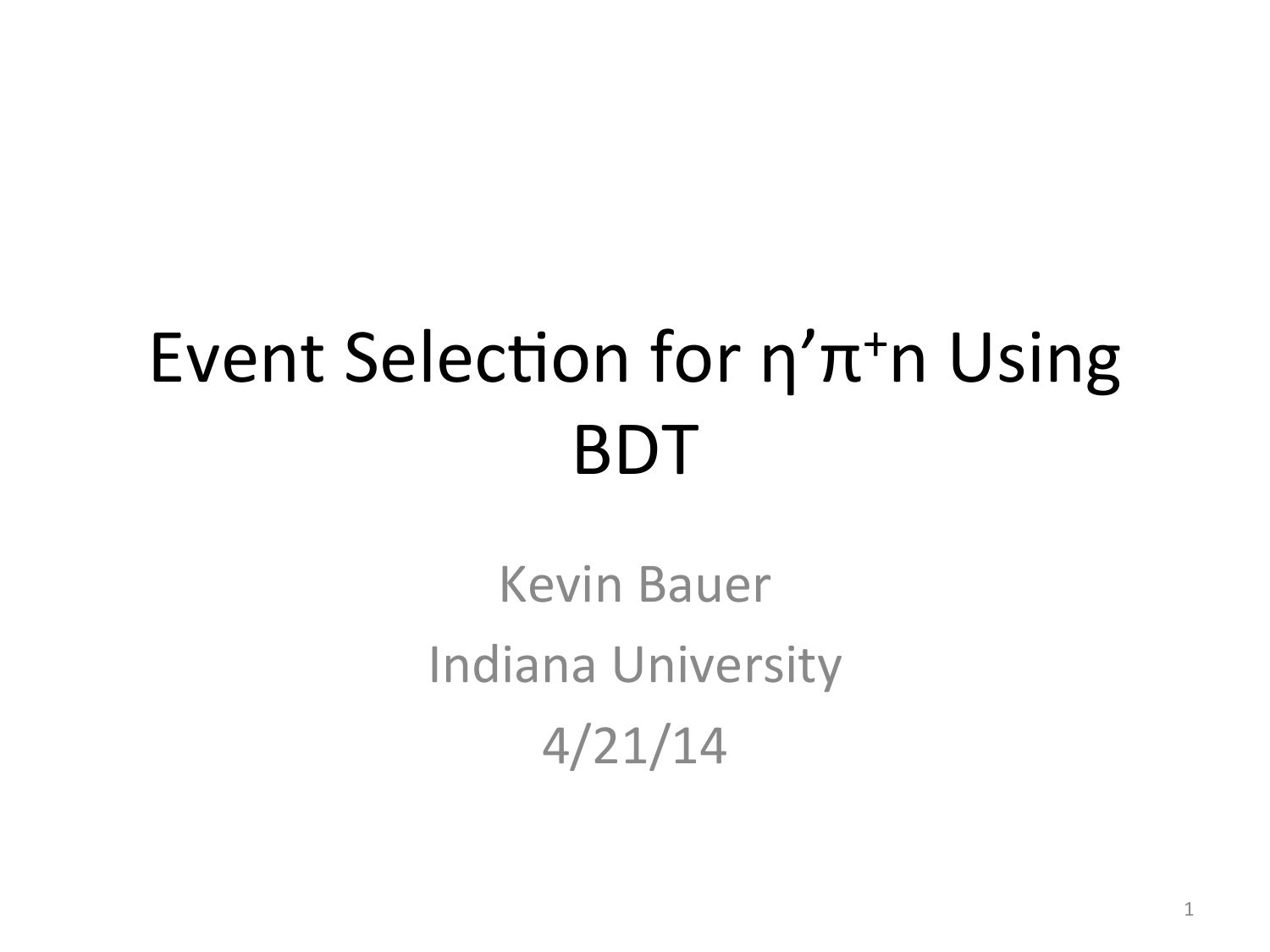# Event Selection for $\eta'\pi^+n$ Using BDT

Kevin Bauer

Indiana University

4/21/14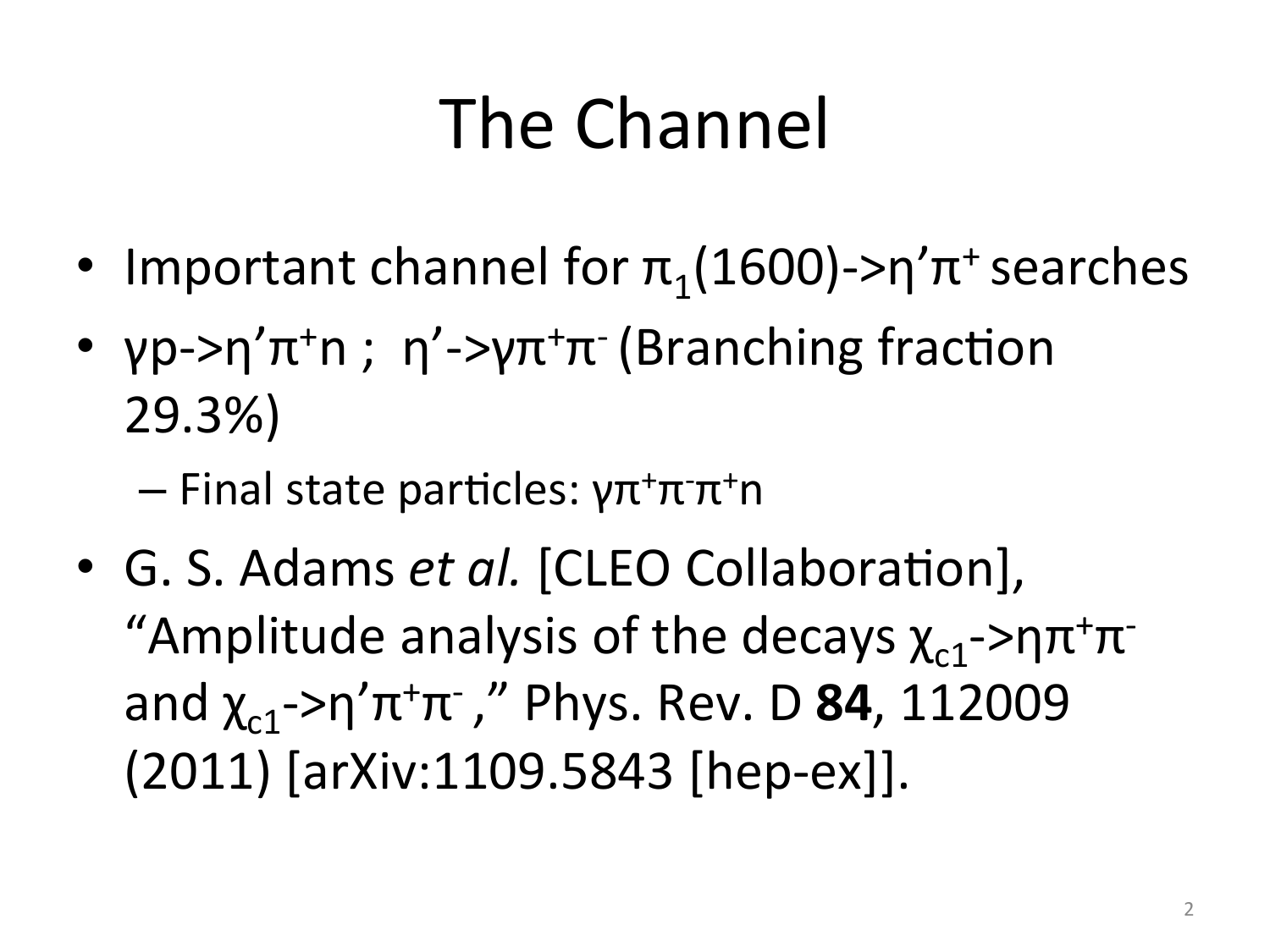# The Channel

- Important channel for $\pi_1(1600) \rightarrow \eta'\pi^+$ searches
- $\gamma p \rightarrow \eta'\pi^+ n$ ; $\eta' \rightarrow \gamma\pi^+\pi^-$ (Branching fraction 29.3%)
  - Final state particles: $\gamma\pi^+\pi^-\pi^+ n$
- G. S. Adams *et al.* [CLEO Collaboration], "Amplitude analysis of the decays $\chi_{c1} \rightarrow \eta\pi^+\pi^-$ and $\chi_{c1} \rightarrow \eta'\pi^+\pi^-$," Phys. Rev. D **84**, 112009 (2011) [arXiv:1109.5843 [hep-ex]].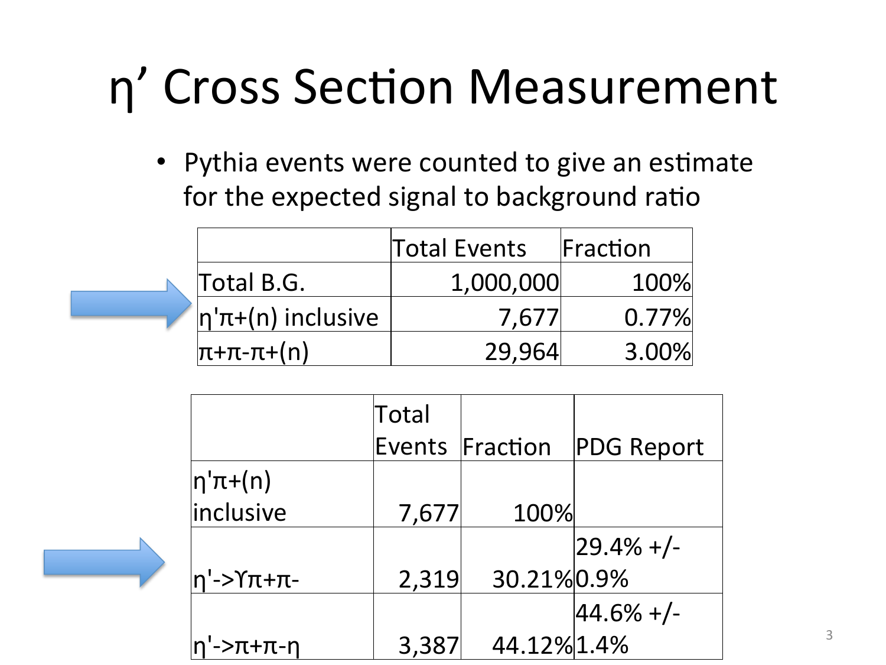# η' Cross Section Measurement

- Pythia events were counted to give an estimate for the expected signal to background ratio

| | Total Events | Fraction |
|---|---|---|
| Total B.G. | 1,000,000 | 100% |
| η'π+(n) inclusive | 7,677 | 0.77% |
| π+π-π+(n) | 29,964 | 3.00% |

| | Total Events | Fraction | PDG Report |
|---|---|---|---|
| η'π+(n) inclusive | 7,677 | 100% | |
| η'->ϒπ+π- | 2,319 | 30.21% | 29.4% +/- 0.9% |
| η'->π+π-η | 3,387 | 44.12% | 44.6% +/- 1.4% |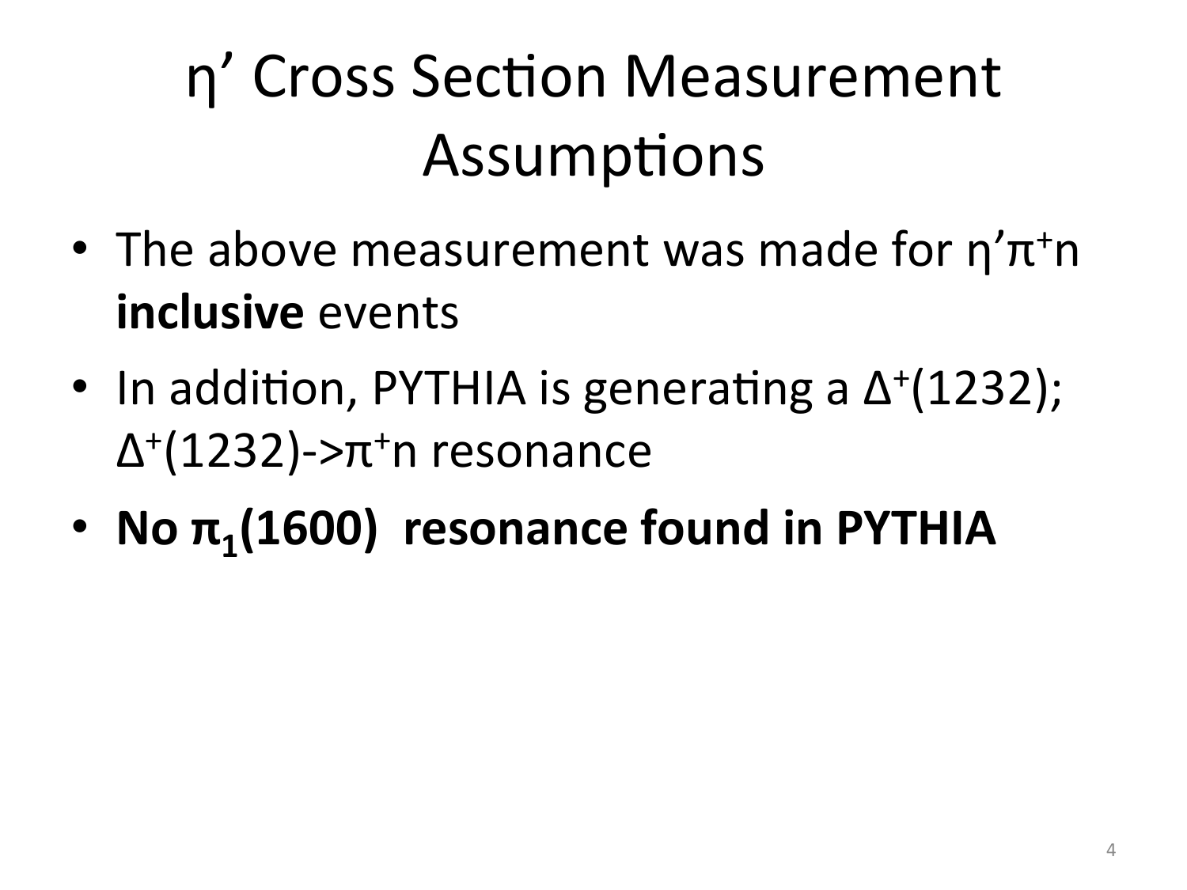# η’ Cross Section Measurement Assumptions

- The above measurement was made for $\eta'\pi^+n$ **inclusive** events
- In addition, PYTHIA is generating a $\Delta^+(1232)$; $\Delta^+(1232)\text{->}\pi^+n$ resonance
- **No $\pi_1(1600)$ resonance found in PYTHIA**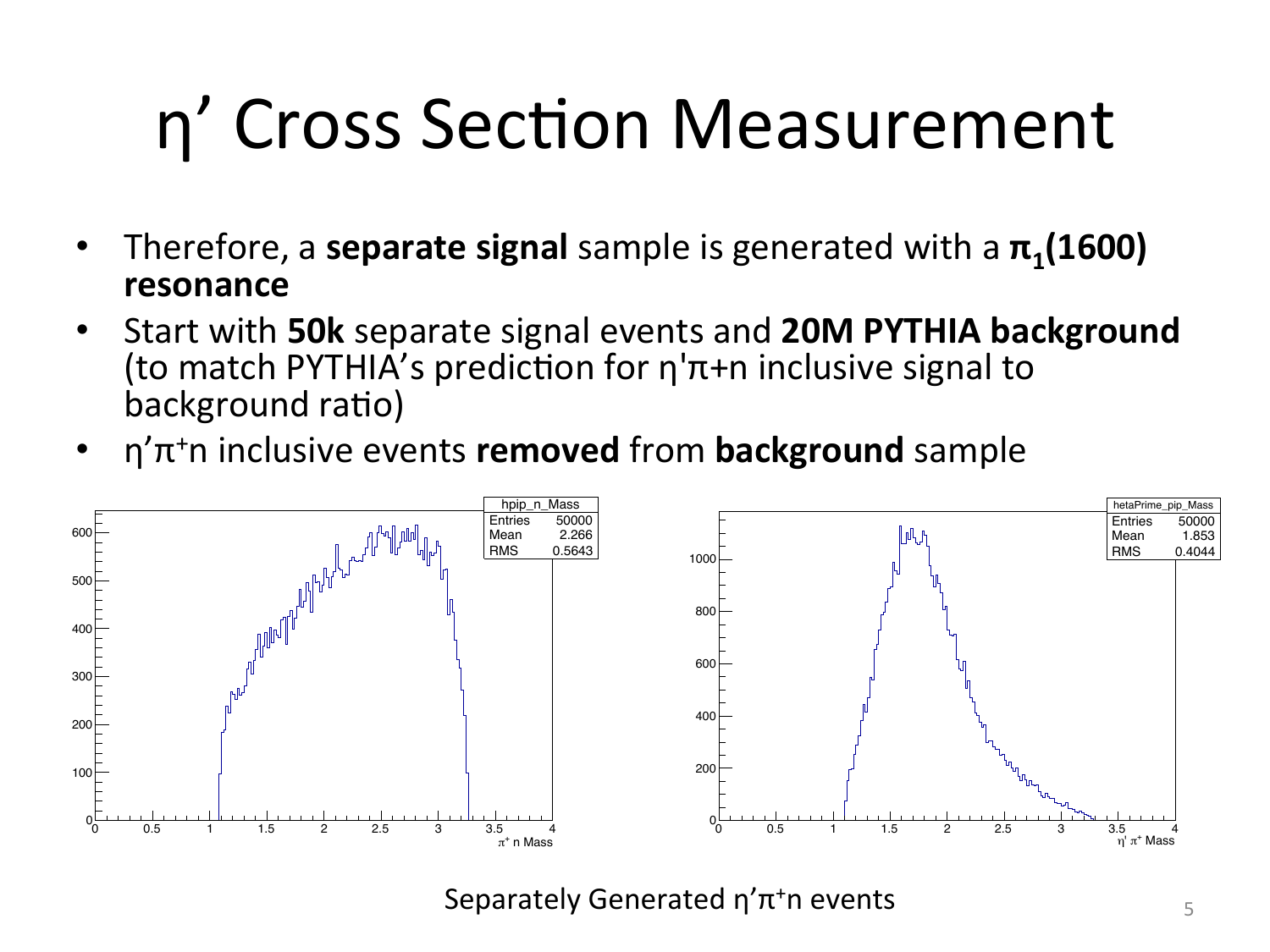# η' Cross Section Measurement

- Therefore, a **separate signal** sample is generated with a **$\pi_1$(1600) resonance**
- Start with **50k** separate signal events and **20M PYTHIA background** (to match PYTHIA's prediction for $\eta'\pi$+n inclusive signal to background ratio)
- $\eta'\pi^+$n inclusive events **removed** from **background** sample

Separately Generated $\eta'\pi^+$n events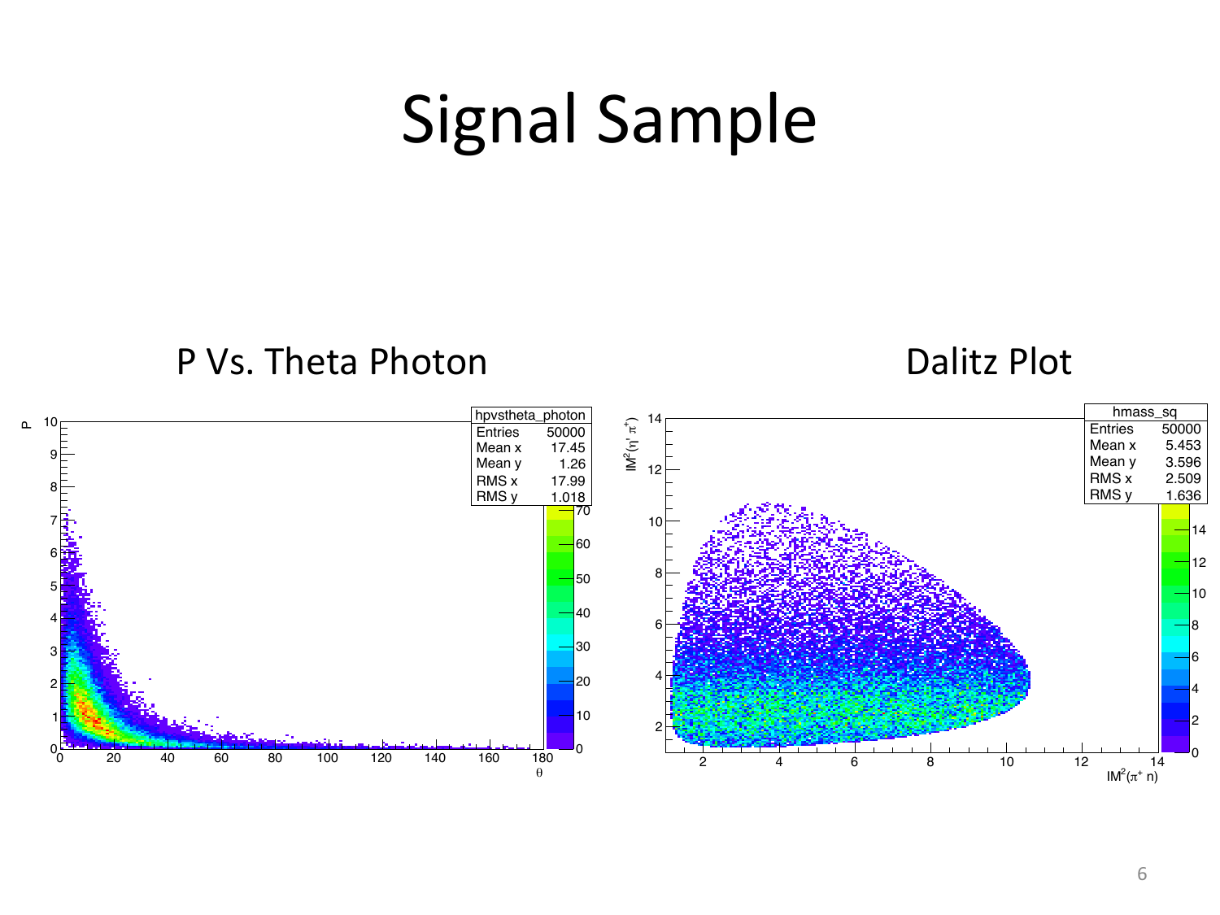# Signal Sample

P Vs. Theta Photon

Dalitz Plot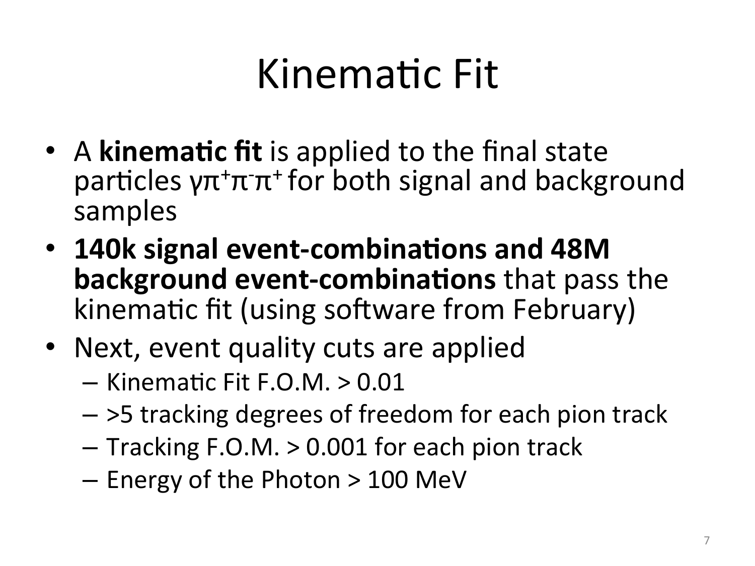# Kinematic Fit

- A **kinematic fit** is applied to the final state particles $\gamma\pi^+\pi^-\pi^+$ for both signal and background samples
- **140k signal event-combinations and 48M background event-combinations** that pass the kinematic fit (using software from February)
- Next, event quality cuts are applied
  - Kinematic Fit F.O.M. > 0.01
  - >5 tracking degrees of freedom for each pion track
  - Tracking F.O.M. > 0.001 for each pion track
  - Energy of the Photon > 100 MeV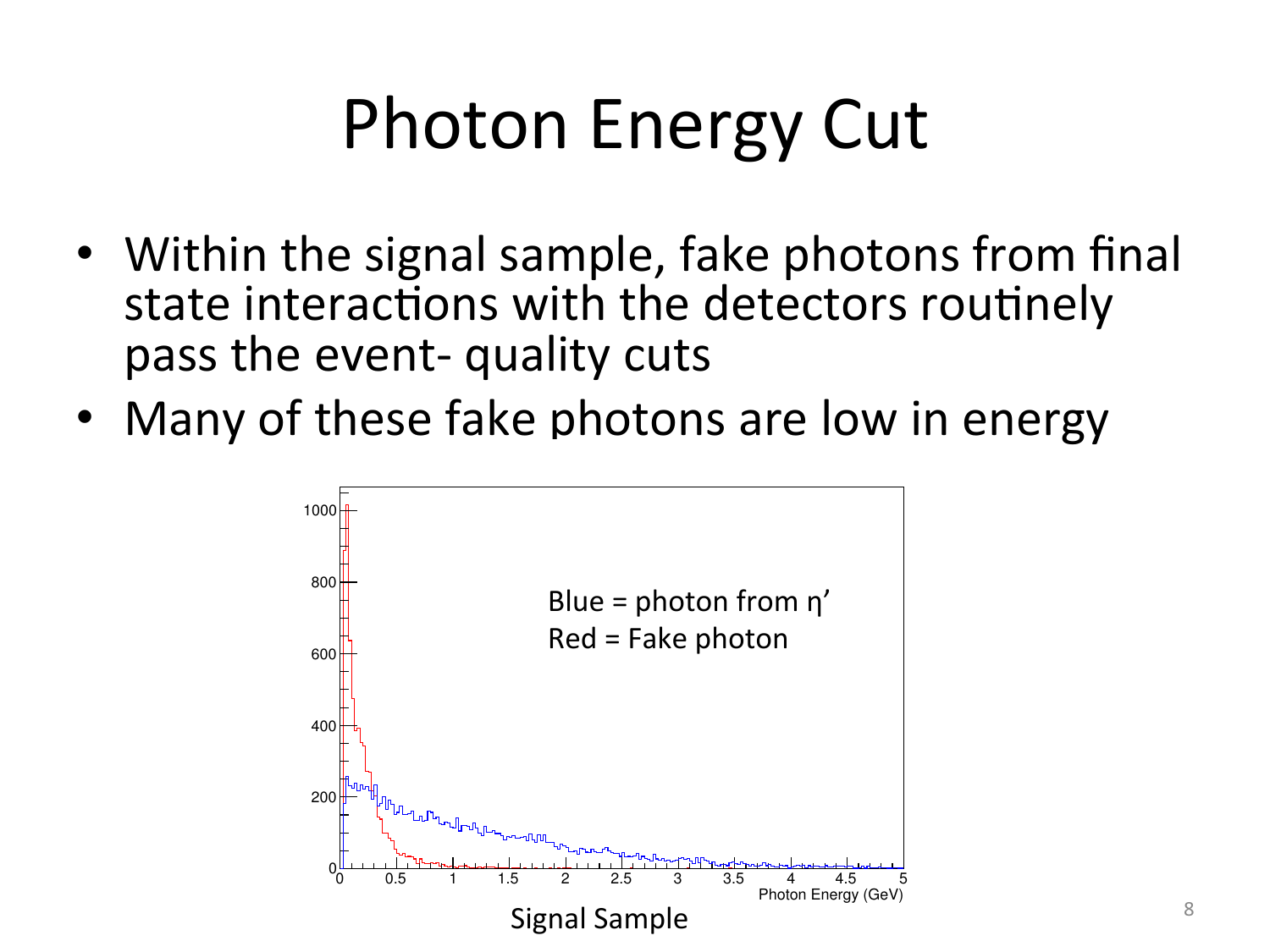# Photon Energy Cut

- Within the signal sample, fake photons from final state interactions with the detectors routinely pass the event- quality cuts
- Many of these fake photons are low in energy

Blue = photon from η'
Red = Fake photon

Signal Sample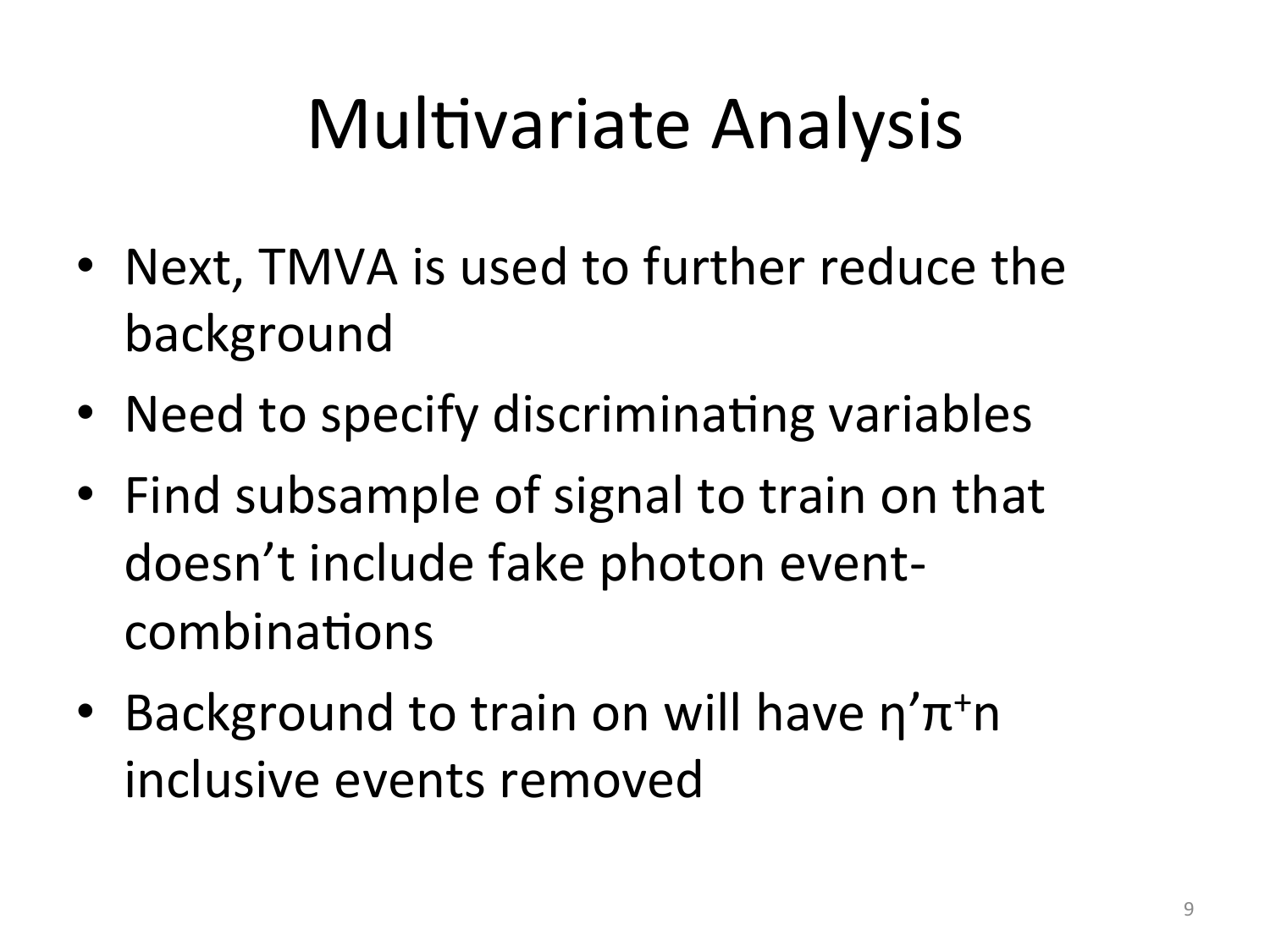# Multivariate Analysis

- Next, TMVA is used to further reduce the background
- Need to specify discriminating variables
- Find subsample of signal to train on that doesn't include fake photon event-combinations
- Background to train on will have $\eta'\pi^+n$ inclusive events removed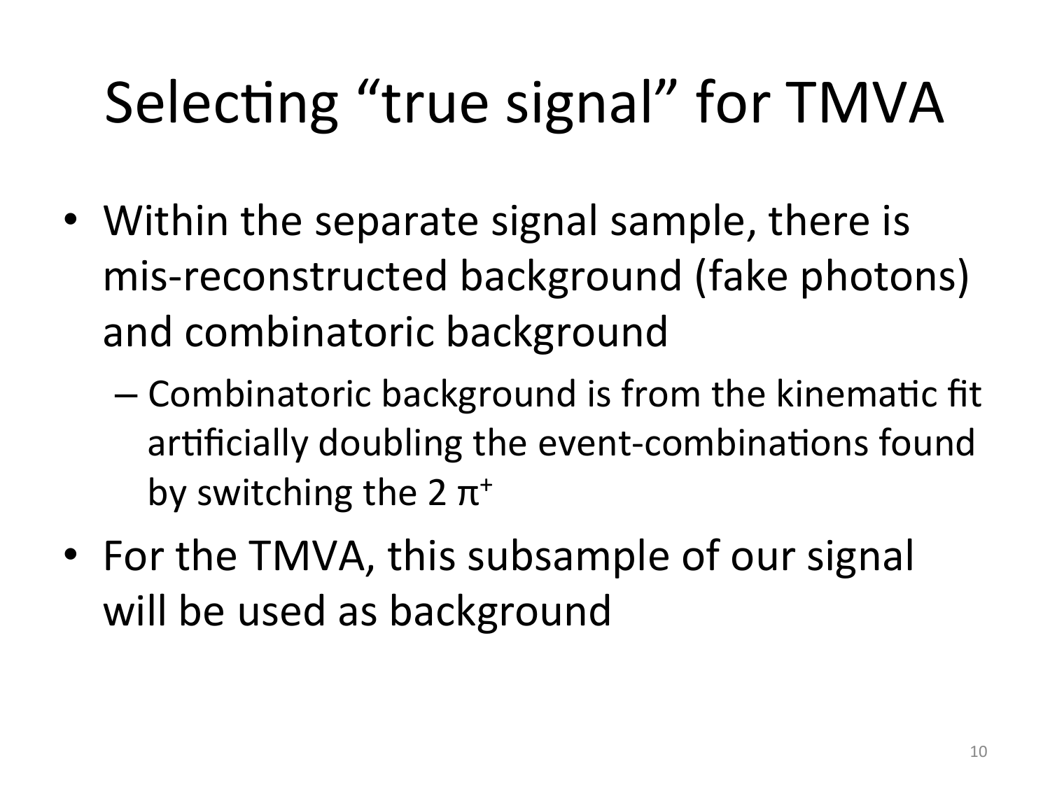# Selecting "true signal" for TMVA

- Within the separate signal sample, there is mis-reconstructed background (fake photons) and combinatoric background
  - Combinatoric background is from the kinematic fit artificially doubling the event-combinations found by switching the 2 $\pi^+$
- For the TMVA, this subsample of our signal will be used as background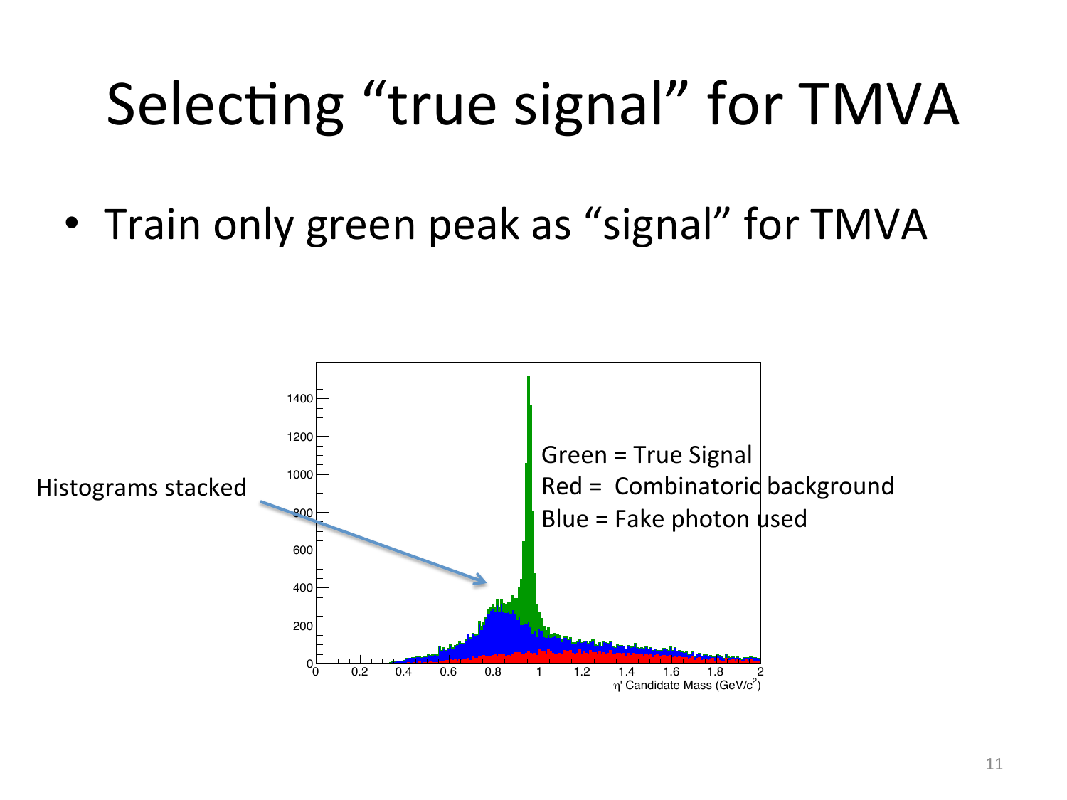# Selecting "true signal" for TMVA

- Train only green peak as "signal" for TMVA

Histograms stacked

Green = True Signal
Red = Combinatoric background
Blue = Fake photon used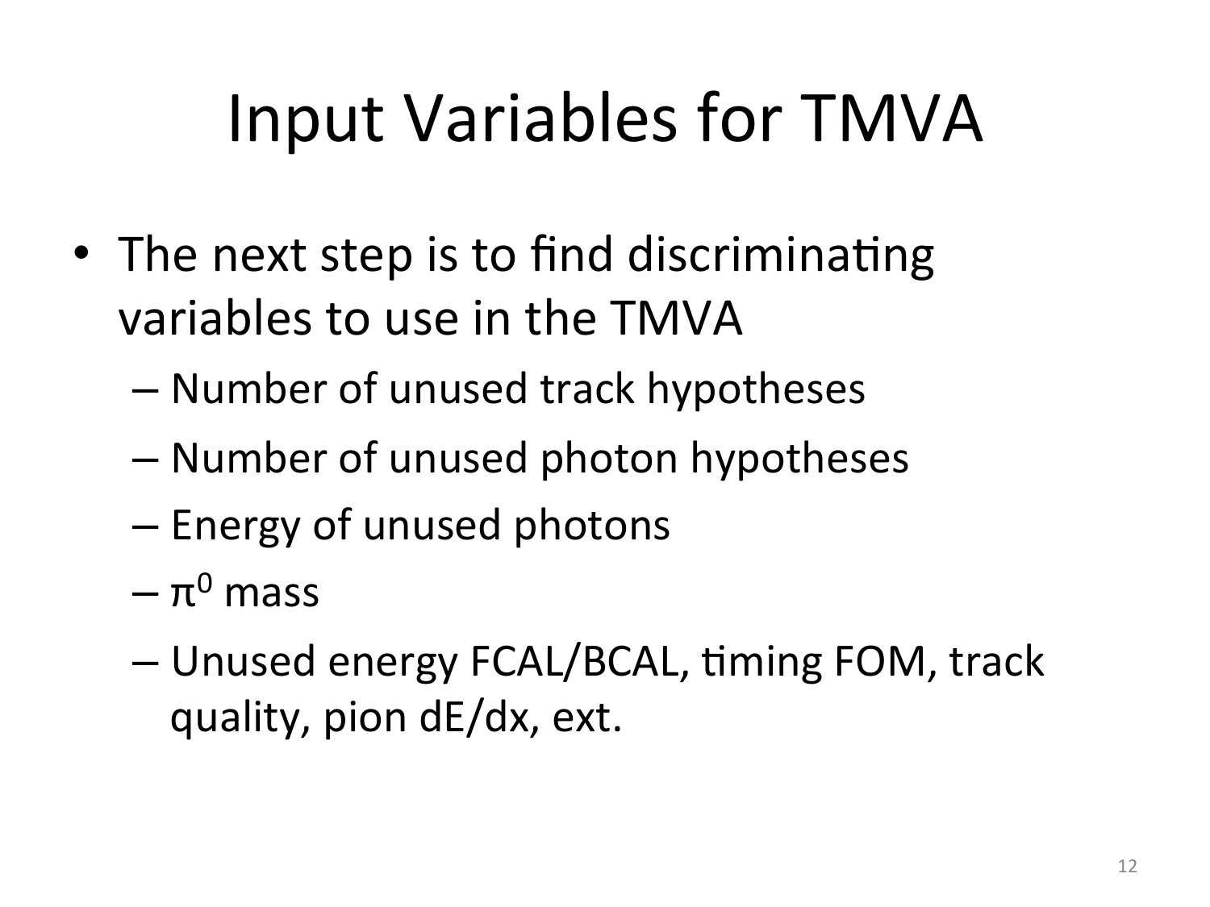# Input Variables for TMVA

- The next step is to find discriminating variables to use in the TMVA
  - Number of unused track hypotheses
  - Number of unused photon hypotheses
  - Energy of unused photons
  - $\pi^0$ mass
  - Unused energy FCAL/BCAL, timing FOM, track quality, pion dE/dx, ext.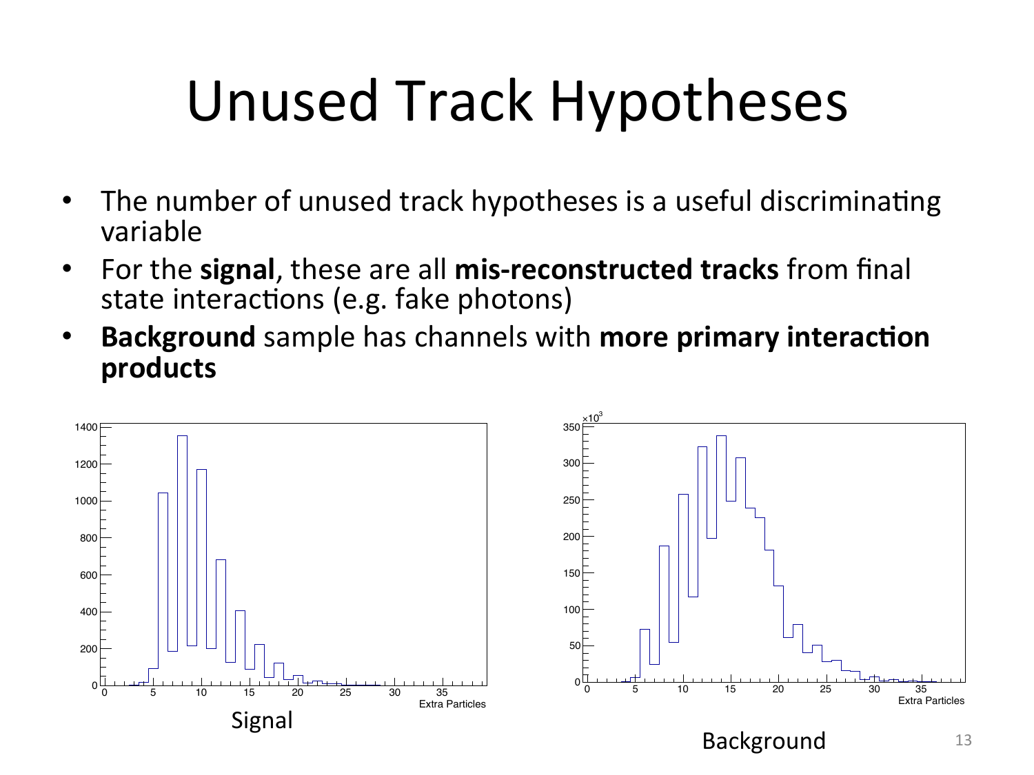# Unused Track Hypotheses

- The number of unused track hypotheses is a useful discriminating variable
- For the **signal**, these are all **mis-reconstructed tracks** from final state interactions (e.g. fake photons)
- **Background** sample has channels with **more primary interaction products**

Signal

Background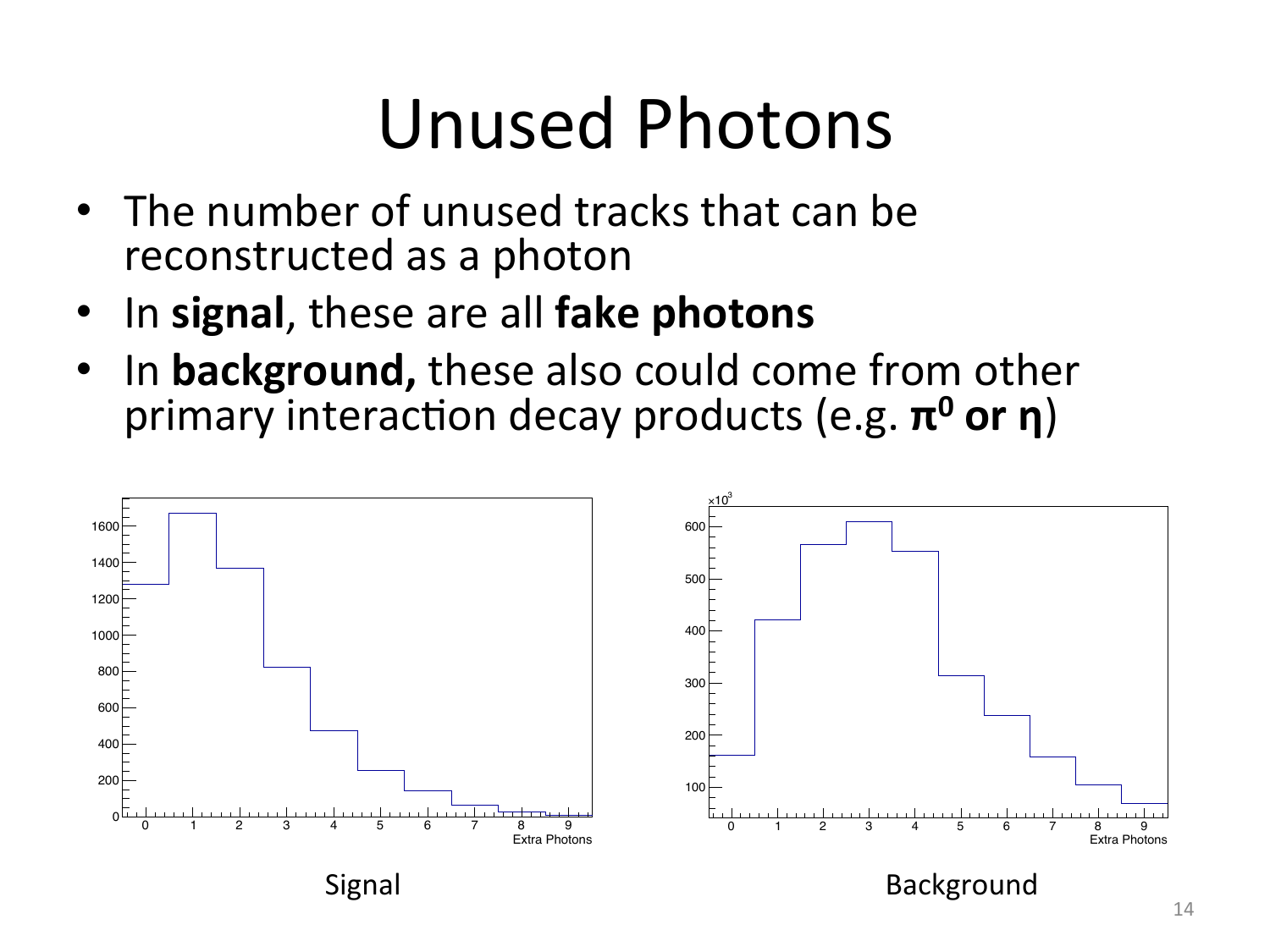# Unused Photons

- The number of unused tracks that can be reconstructed as a photon
- In **signal**, these are all **fake photons**
- In **background,** these also could come from other primary interaction decay products (e.g. $\pi^0$ **or** $\eta$)

Signal

Background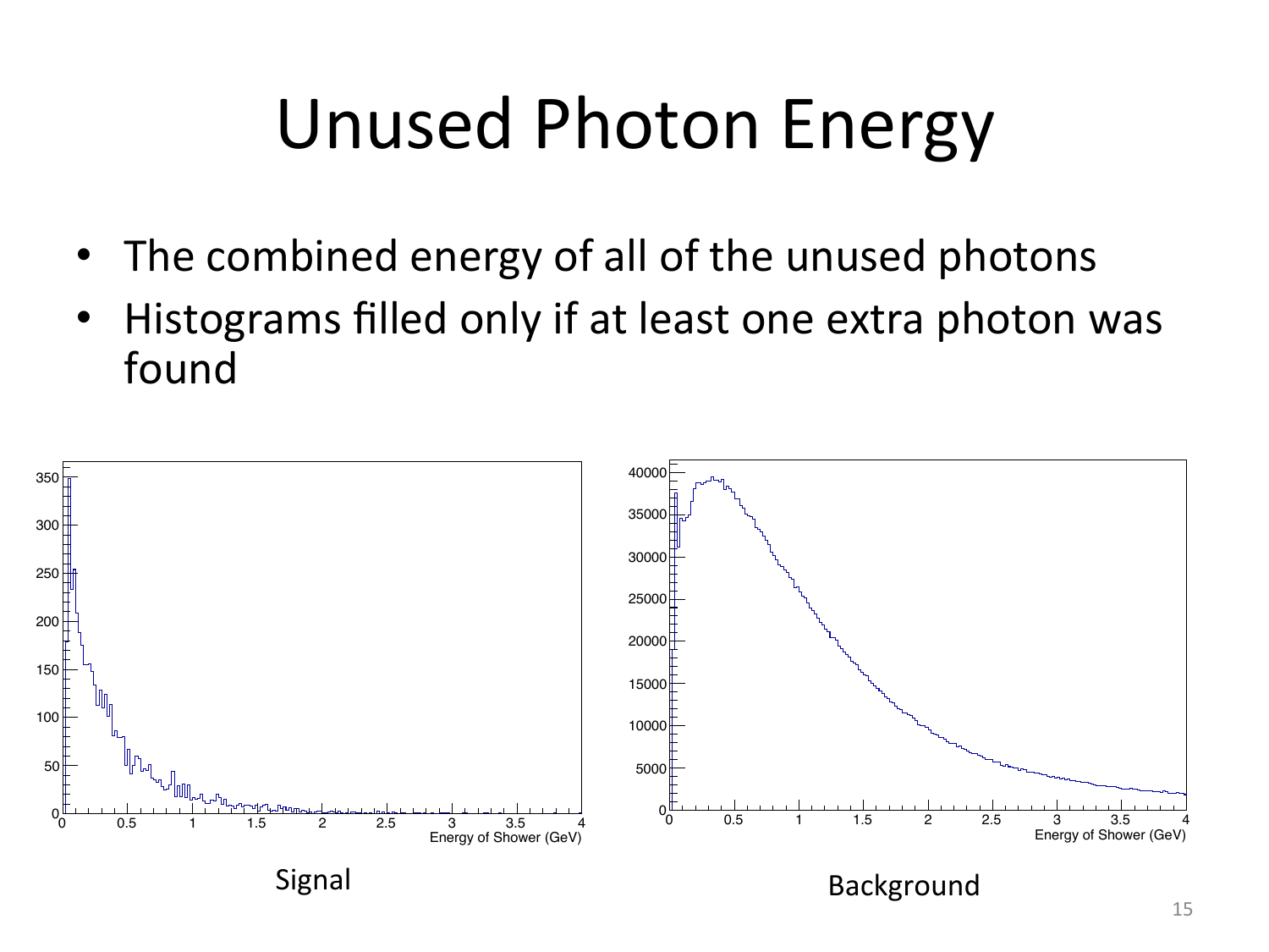# Unused Photon Energy

- The combined energy of all of the unused photons
- Histograms filled only if at least one extra photon was found

Signal

Background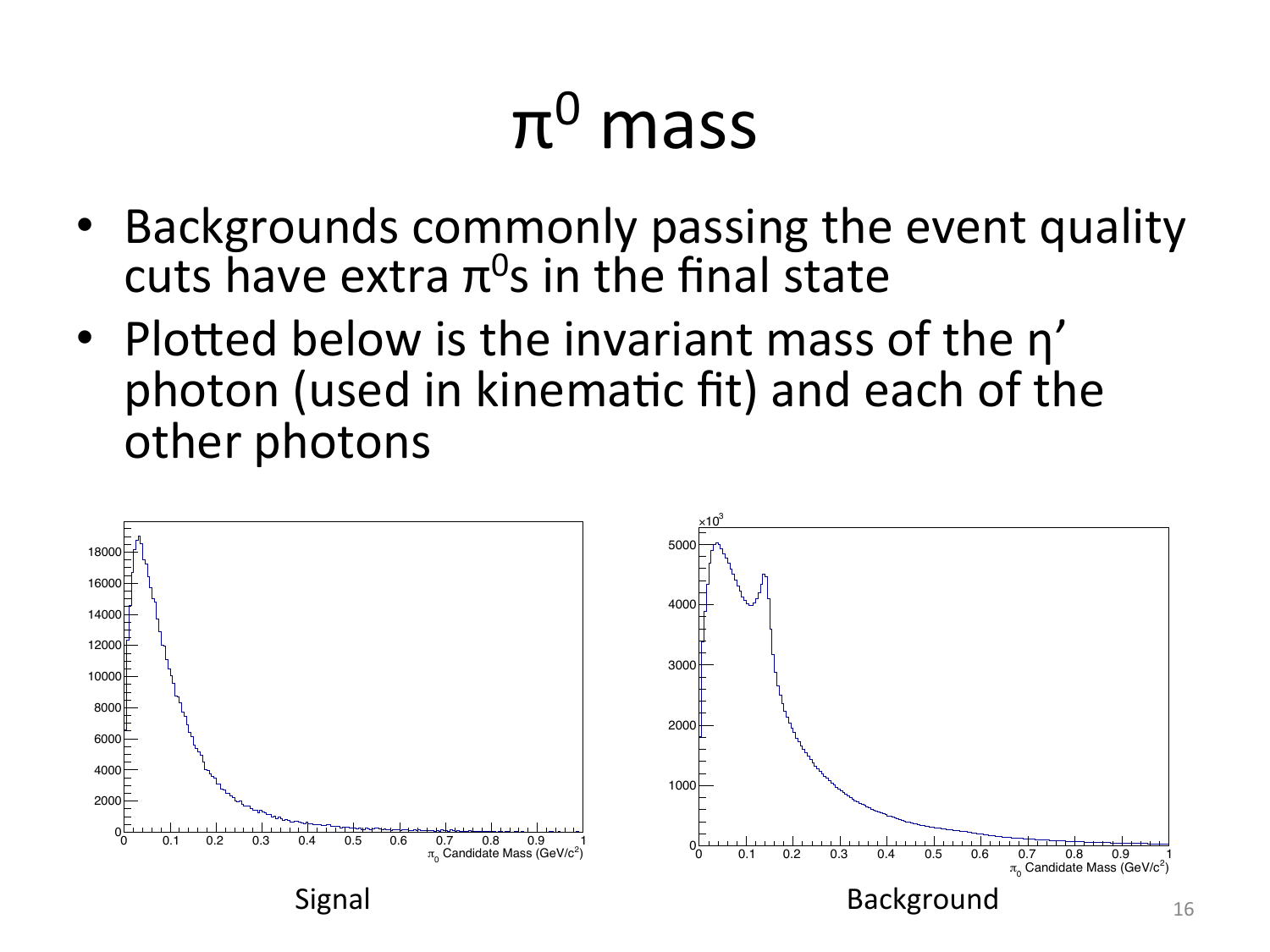# $\pi^0$ mass

- Backgrounds commonly passing the event quality cuts have extra $\pi^0$s in the final state
- Plotted below is the invariant mass of the η' photon (used in kinematic fit) and each of the other photons

Signal

Background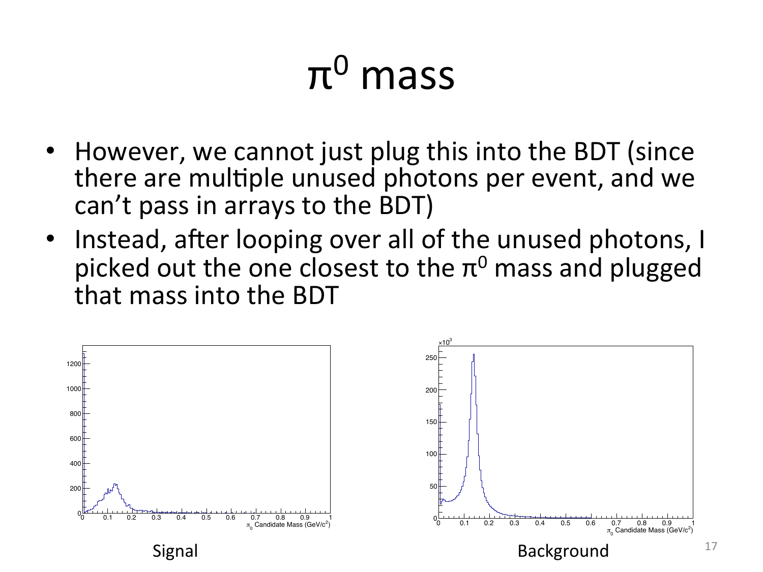# $\pi^0$ mass

- However, we cannot just plug this into the BDT (since there are multiple unused photons per event, and we can't pass in arrays to the BDT)
- Instead, after looping over all of the unused photons, I picked out the one closest to the $\pi^0$ mass and plugged that mass into the BDT

Signal

Background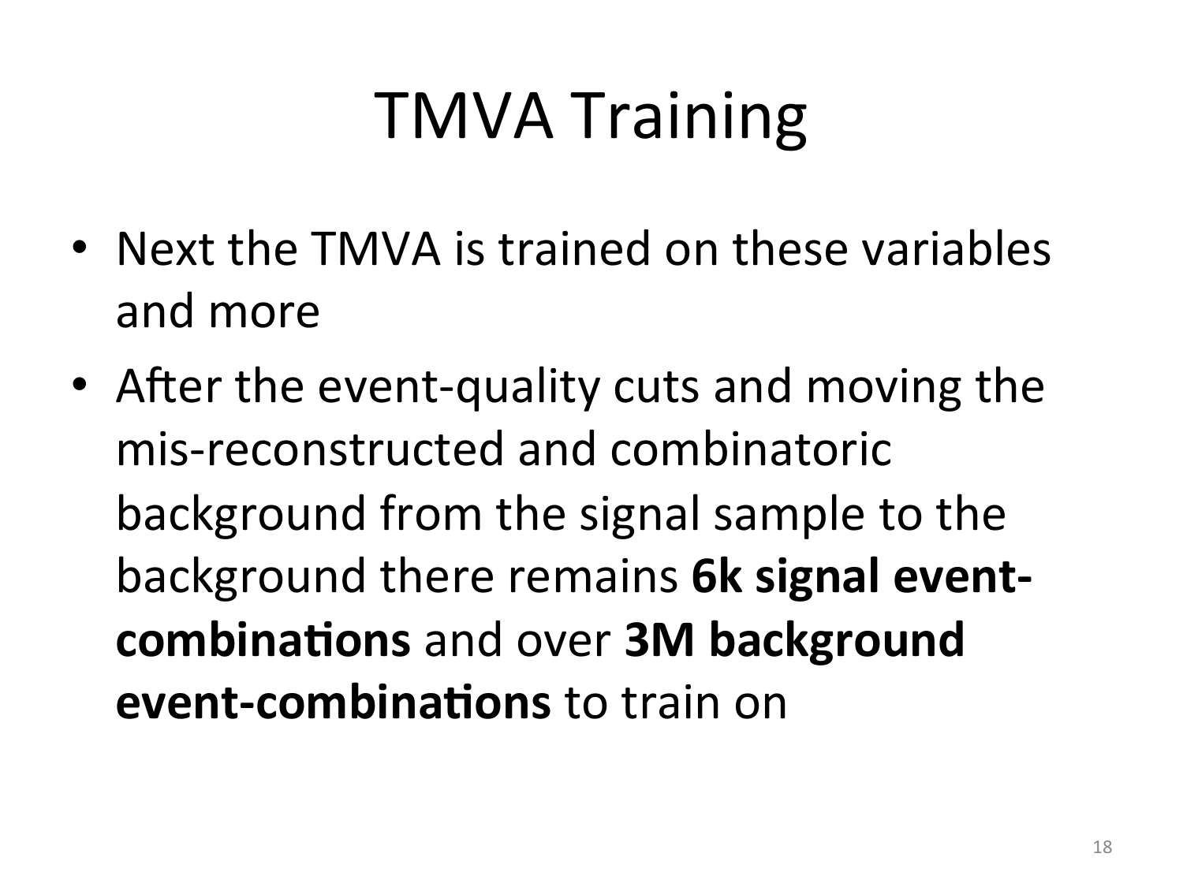# TMVA Training

- Next the TMVA is trained on these variables and more
- After the event-quality cuts and moving the mis-reconstructed and combinatoric background from the signal sample to the background there remains **6k signal event-combinations** and over **3M background event-combinations** to train on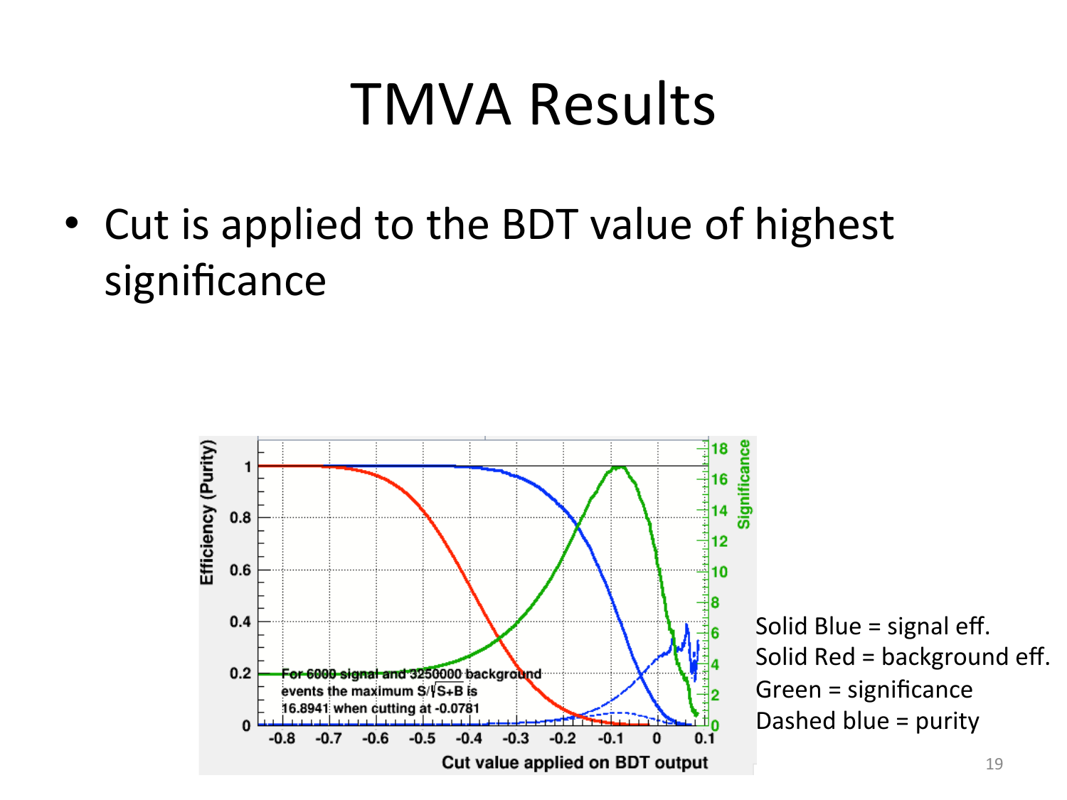# TMVA Results

- Cut is applied to the BDT value of highest significance

Solid Blue = signal eff.
Solid Red = background eff.
Green = significance
Dashed blue = purity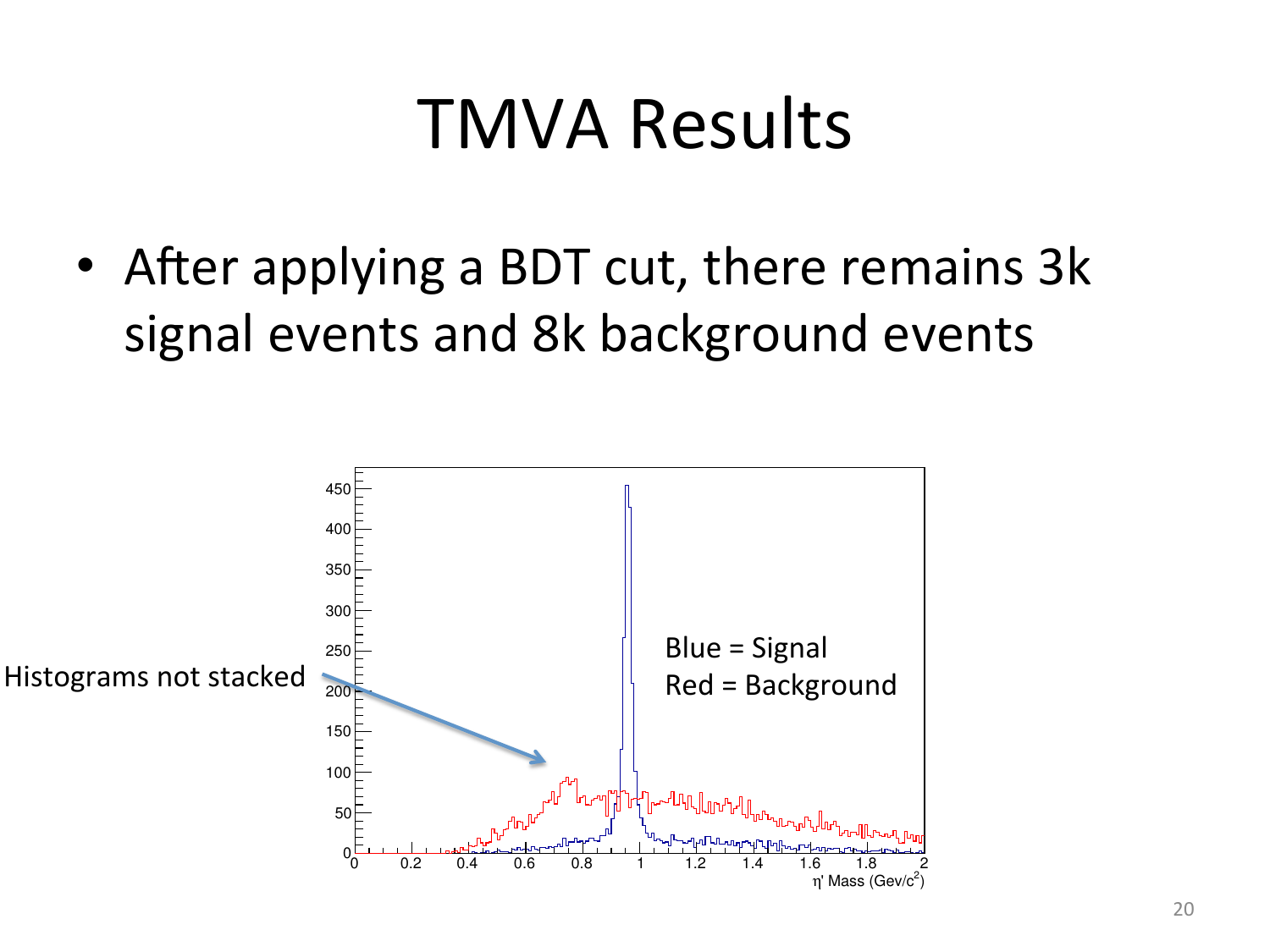# TMVA Results

- After applying a BDT cut, there remains 3k signal events and 8k background events

Histograms not stacked

Blue = Signal
Red = Background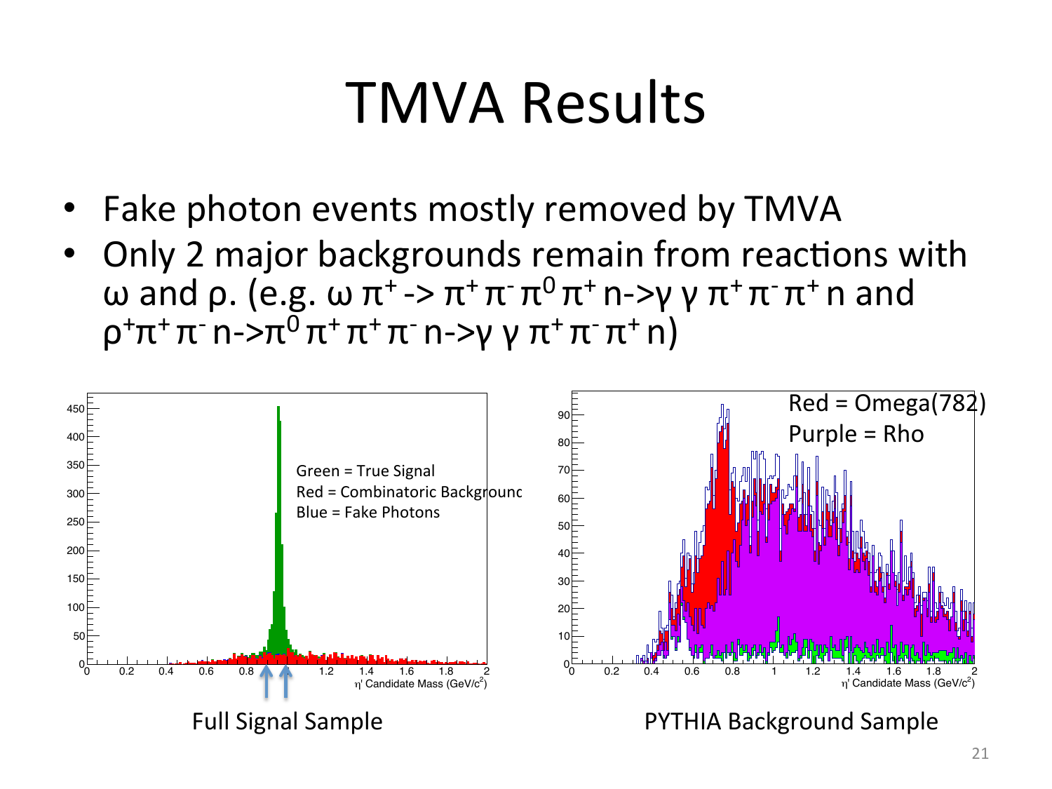# TMVA Results

- Fake photon events mostly removed by TMVA
- Only 2 major backgrounds remain from reactions with ω and ρ. (e.g. $\omega \pi^+ \to \pi^+ \pi^- \pi^0 \pi^+ n \to \gamma \gamma \pi^+ \pi^- \pi^+ n$ and $\rho^+ \pi^+ \pi^- n \to \pi^0 \pi^+ \pi^+ \pi^- n \to \gamma \gamma \pi^+ \pi^- \pi^+ n$)

Green = True Signal
Red = Combinatoric Background
Blue = Fake Photons

Full Signal Sample

Red = Omega(782)
Purple = Rho

PYTHIA Background Sample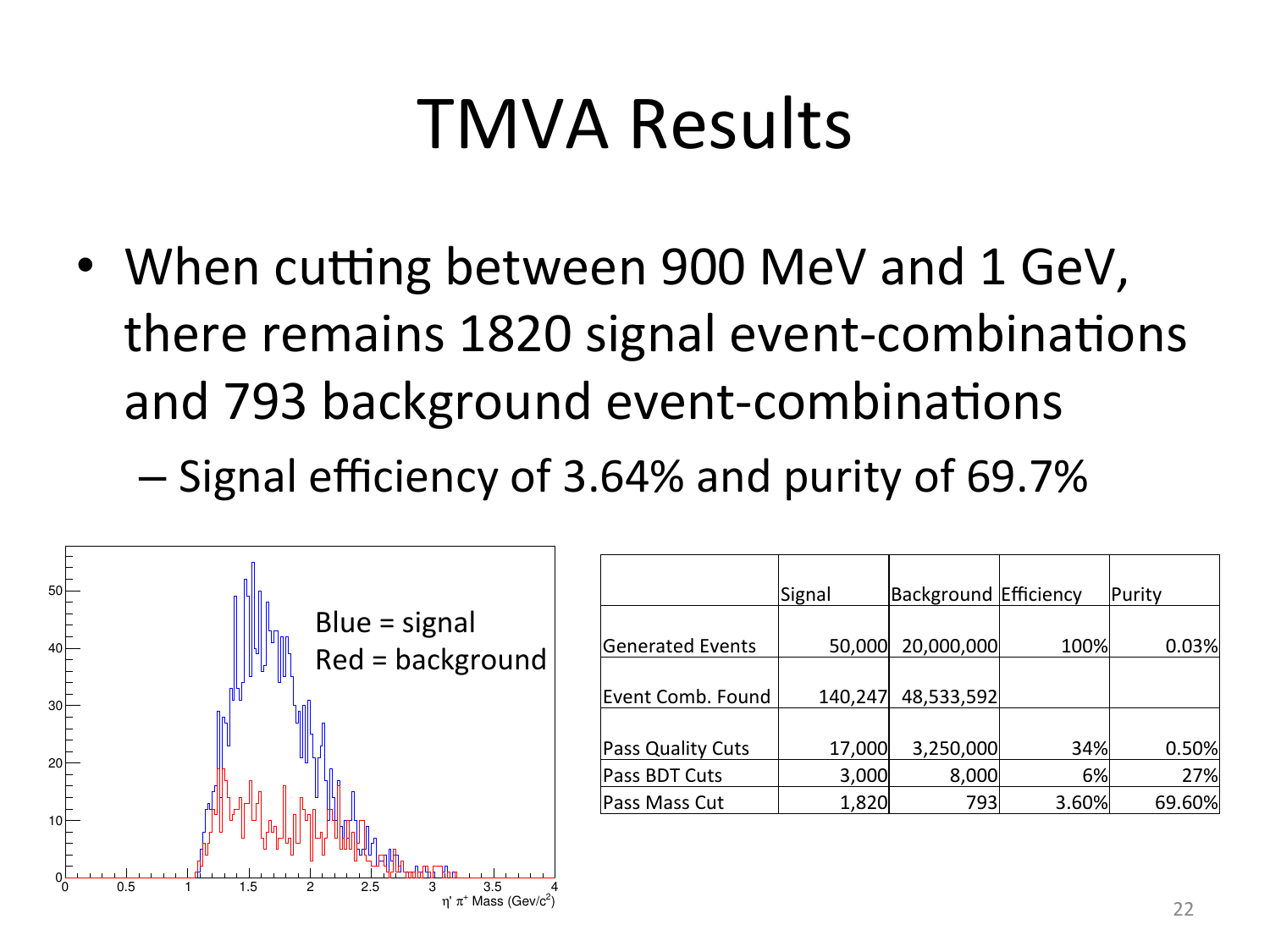# TMVA Results

- When cutting between 900 MeV and 1 GeV, there remains 1820 signal event-combinations and 793 background event-combinations
  - Signal efficiency of 3.64% and purity of 69.7%

| | Signal | Background | Efficiency | Purity |
|---|---|---|---|---|
| Generated Events | 50,000 | 20,000,000 | 100% | 0.03% |
| Event Comb. Found | 140,247 | 48,533,592 | | |
| Pass Quality Cuts | 17,000 | 3,250,000 | 34% | 0.50% |
| Pass BDT Cuts | 3,000 | 8,000 | 6% | 27% |
| Pass Mass Cut | 1,820 | 793 | 3.60% | 69.60% |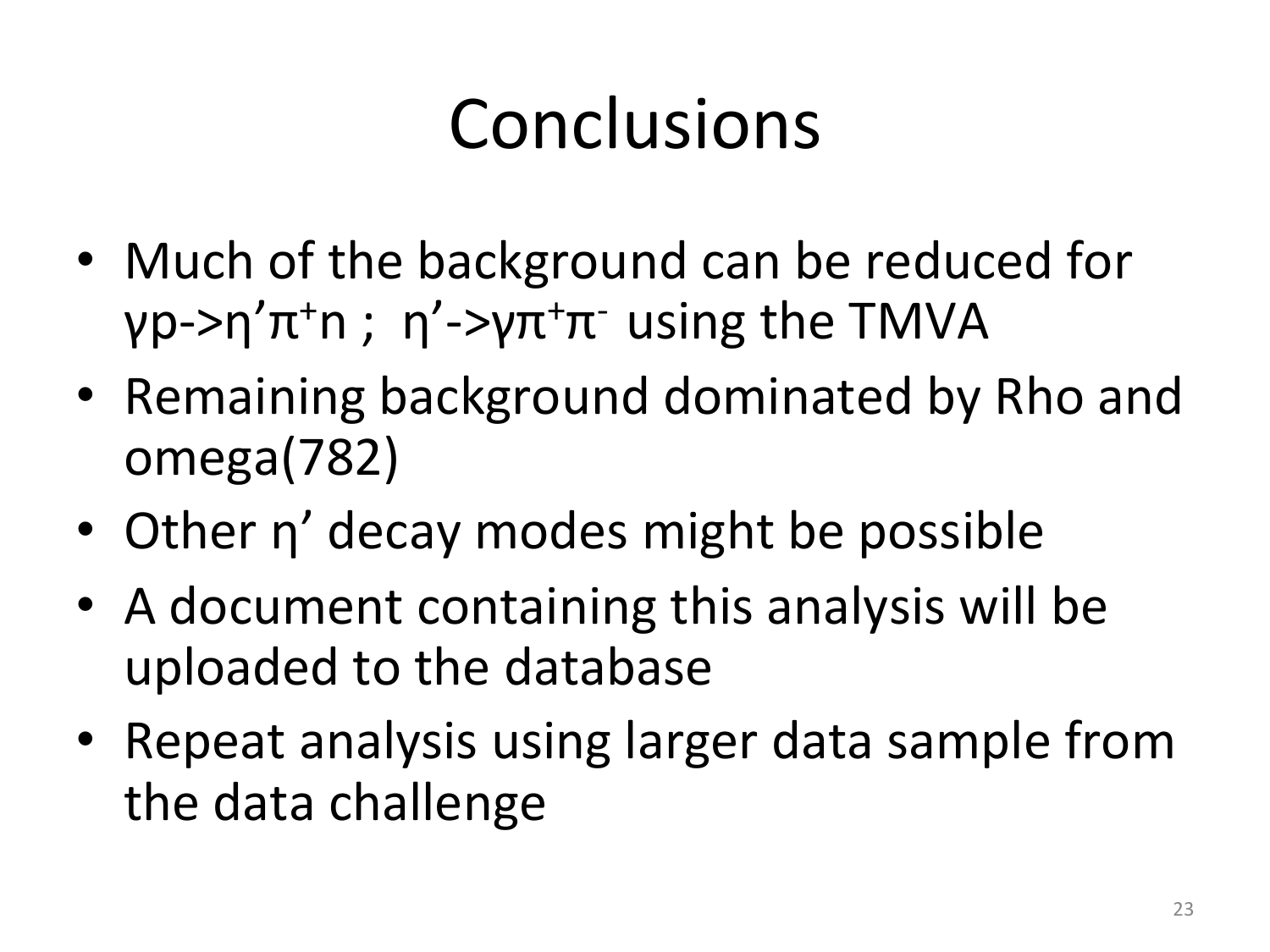# Conclusions

- Much of the background can be reduced for $\gamma p \rightarrow \eta' \pi^+ n$ ; $\eta' \rightarrow \gamma \pi^+ \pi^-$ using the TMVA
- Remaining background dominated by Rho and omega(782)
- Other η' decay modes might be possible
- A document containing this analysis will be uploaded to the database
- Repeat analysis using larger data sample from the data challenge